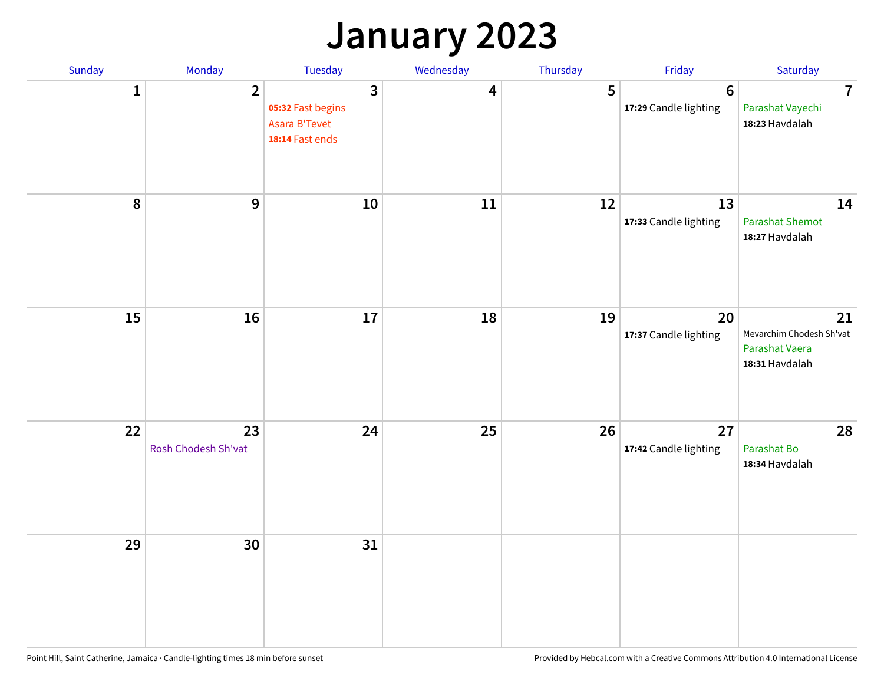# January 2023

| Sunday | Monday | Tuesday | Wednesday | Thursday | Friday | Saturday |
| --- | --- | --- | --- | --- | --- | --- |
| 1 | 2 | 3<br>**05:32** Fast begins<br>Asara B'Tevet<br>**18:14** Fast ends | 4 | 5 | 6<br>**17:29** Candle lighting | 7<br>Parashat Vayechi<br>**18:23** Havdalah |
| 8 | 9 | 10 | 11 | 12 | 13<br>**17:33** Candle lighting | 14<br>Parashat Shemot<br>**18:27** Havdalah |
| 15 | 16 | 17 | 18 | 19 | 20<br>**17:37** Candle lighting | 21<br>Mevarchim Chodesh Sh'vat<br>Parashat Vaera<br>**18:31** Havdalah |
| 22 | 23<br>Rosh Chodesh Sh'vat | 24 | 25 | 26 | 27<br>**17:42** Candle lighting | 28<br>Parashat Bo<br>**18:34** Havdalah |
| 29 | 30 | 31 | | | | |

Point Hill, Saint Catherine, Jamaica · Candle-lighting times 18 min before sunset

Provided by Hebcal.com with a Creative Commons Attribution 4.0 International License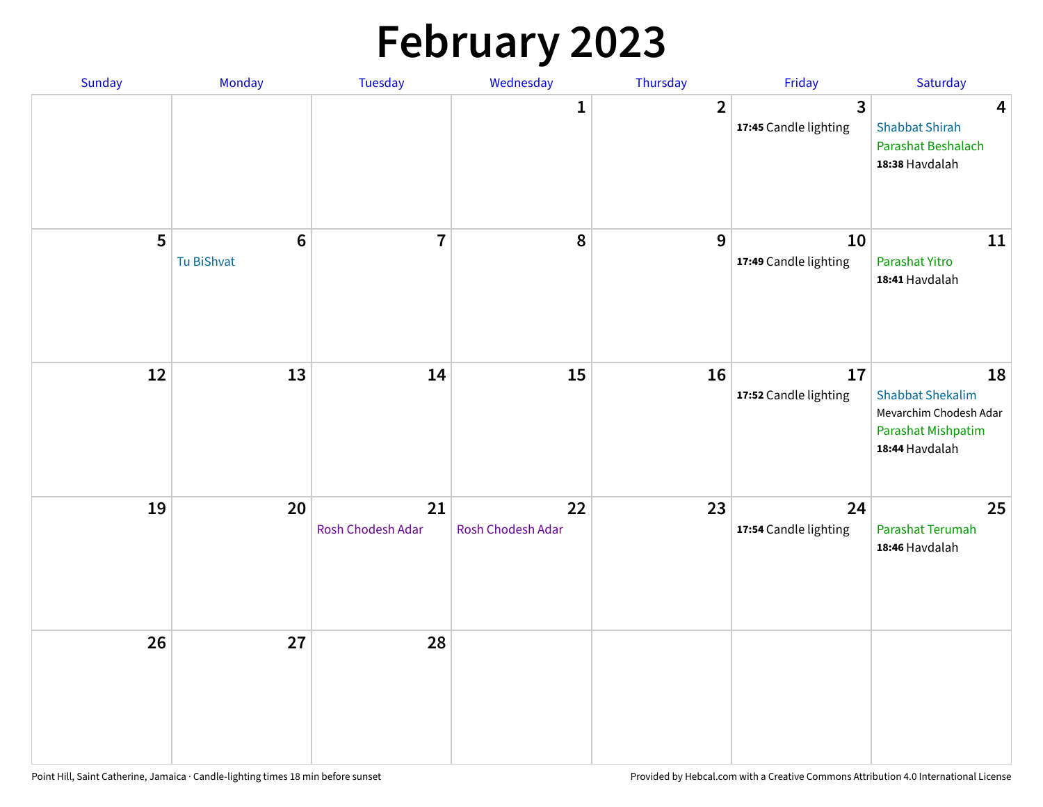# February 2023

| Sunday | Monday | Tuesday | Wednesday | Thursday | Friday | Saturday |
|---|---|---|---|---|---|---|
| | | | 1 | 2 | 3<br>**17:45** Candle lighting | 4<br>Shabbat Shirah<br>Parashat Beshalach<br>**18:38** Havdalah |
| 5 | 6<br>Tu BiShvat | 7 | 8 | 9 | 10<br>**17:49** Candle lighting | 11<br>Parashat Yitro<br>**18:41** Havdalah |
| 12 | 13 | 14 | 15 | 16 | 17<br>**17:52** Candle lighting | 18<br>Shabbat Shekalim<br>Mevarchim Chodesh Adar<br>Parashat Mishpatim<br>**18:44** Havdalah |
| 19 | 20 | 21<br>Rosh Chodesh Adar | 22<br>Rosh Chodesh Adar | 23 | 24<br>**17:54** Candle lighting | 25<br>Parashat Terumah<br>**18:46** Havdalah |
| 26 | 27 | 28 | | | | |

Point Hill, Saint Catherine, Jamaica · Candle-lighting times 18 min before sunset

Provided by Hebcal.com with a Creative Commons Attribution 4.0 International License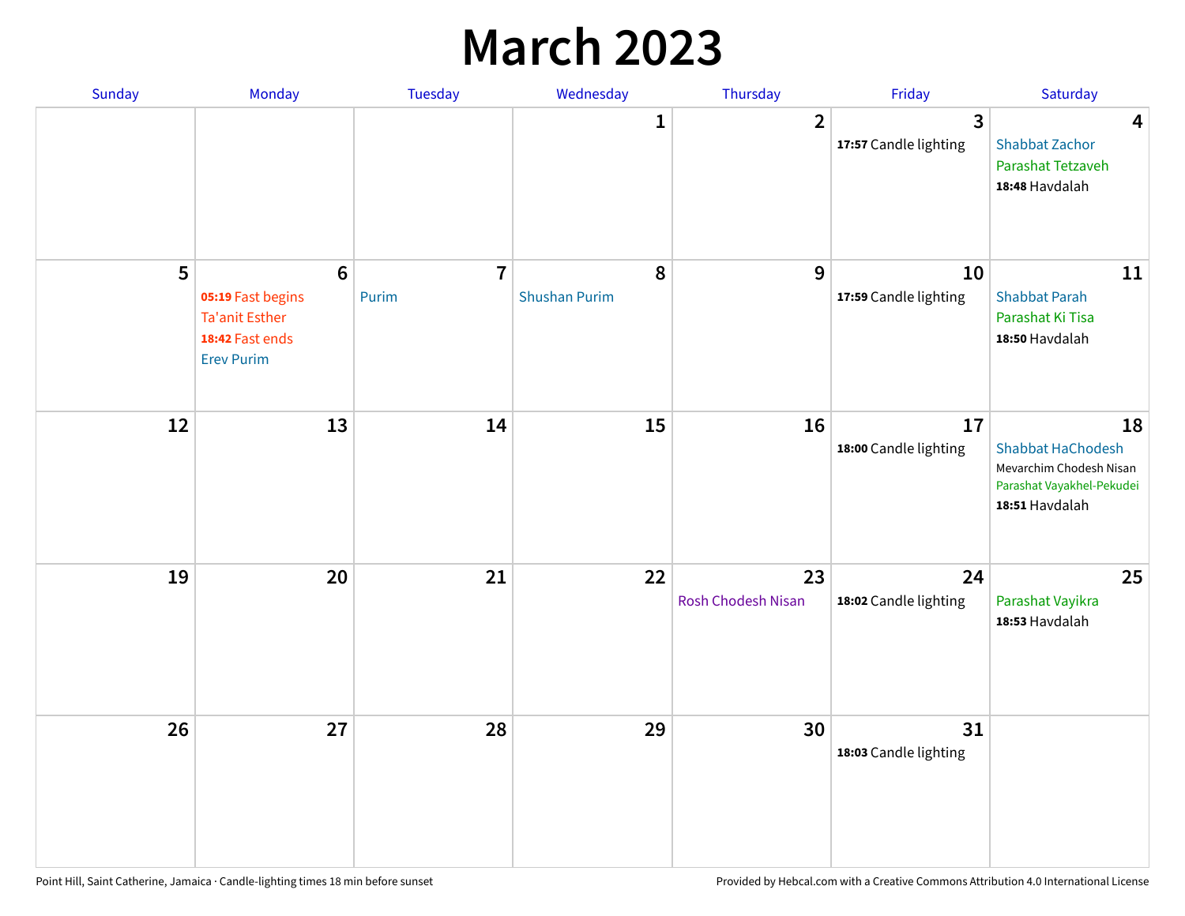# March 2023

| Sunday | Monday | Tuesday | Wednesday | Thursday | Friday | Saturday |
|---|---|---|---|---|---|---|
| | | | 1 | 2 | 3<br>**17:57** Candle lighting | 4<br>Shabbat Zachor<br>Parashat Tetzaveh<br>**18:48** Havdalah |
| 5 | 6<br>**05:19** Fast begins<br>Ta'anit Esther<br>**18:42** Fast ends<br>Erev Purim | 7<br>Purim | 8<br>Shushan Purim | 9 | 10<br>**17:59** Candle lighting | 11<br>Shabbat Parah<br>Parashat Ki Tisa<br>**18:50** Havdalah |
| 12 | 13 | 14 | 15 | 16 | 17<br>**18:00** Candle lighting | 18<br>Shabbat HaChodesh<br>Mevarchim Chodesh Nisan<br>Parashat Vayakhel-Pekudei<br>**18:51** Havdalah |
| 19 | 20 | 21 | 22 | 23<br>Rosh Chodesh Nisan | 24<br>**18:02** Candle lighting | 25<br>Parashat Vayikra<br>**18:53** Havdalah |
| 26 | 27 | 28 | 29 | 30 | 31<br>**18:03** Candle lighting | |

Point Hill, Saint Catherine, Jamaica · Candle-lighting times 18 min before sunset

Provided by Hebcal.com with a Creative Commons Attribution 4.0 International License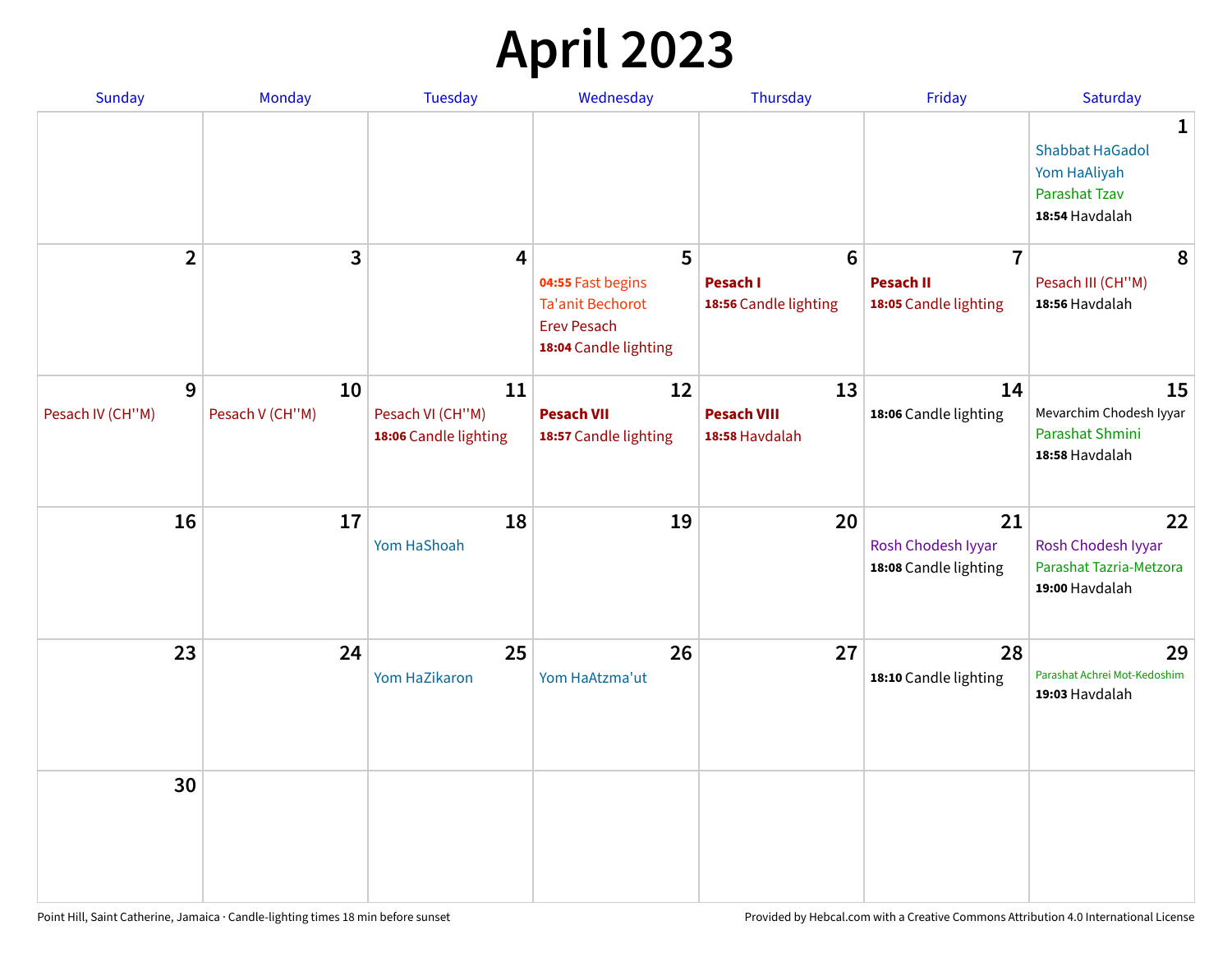# April 2023

| Sunday | Monday | Tuesday | Wednesday | Thursday | Friday | Saturday |
|---|---|---|---|---|---|---|
| | | | | | | **1** Shabbat HaGadol Yom HaAliyah Parashat Tzav **18:54** Havdalah |
| **2** | **3** | **4** | **5** **04:55** Fast begins Ta'anit Bechorot Erev Pesach **18:04** Candle lighting | **6** **Pesach I** **18:56** Candle lighting | **7** **Pesach II** **18:05** Candle lighting | **8** Pesach III (CH''M) **18:56** Havdalah |
| **9** Pesach IV (CH''M) | **10** Pesach V (CH''M) | **11** Pesach VI (CH''M) **18:06** Candle lighting | **12** **Pesach VII** **18:57** Candle lighting | **13** **Pesach VIII** **18:58** Havdalah | **14** **18:06** Candle lighting | **15** Mevarchim Chodesh Iyyar Parashat Shmini **18:58** Havdalah |
| **16** | **17** | **18** Yom HaShoah | **19** | **20** | **21** Rosh Chodesh Iyyar **18:08** Candle lighting | **22** Rosh Chodesh Iyyar Parashat Tazria-Metzora **19:00** Havdalah |
| **23** | **24** | **25** Yom HaZikaron | **26** Yom HaAtzma'ut | **27** | **28** **18:10** Candle lighting | **29** Parashat Achrei Mot-Kedoshim **19:03** Havdalah |
| **30** | | | | | | |

Point Hill, Saint Catherine, Jamaica · Candle-lighting times 18 min before sunset

Provided by Hebcal.com with a Creative Commons Attribution 4.0 International License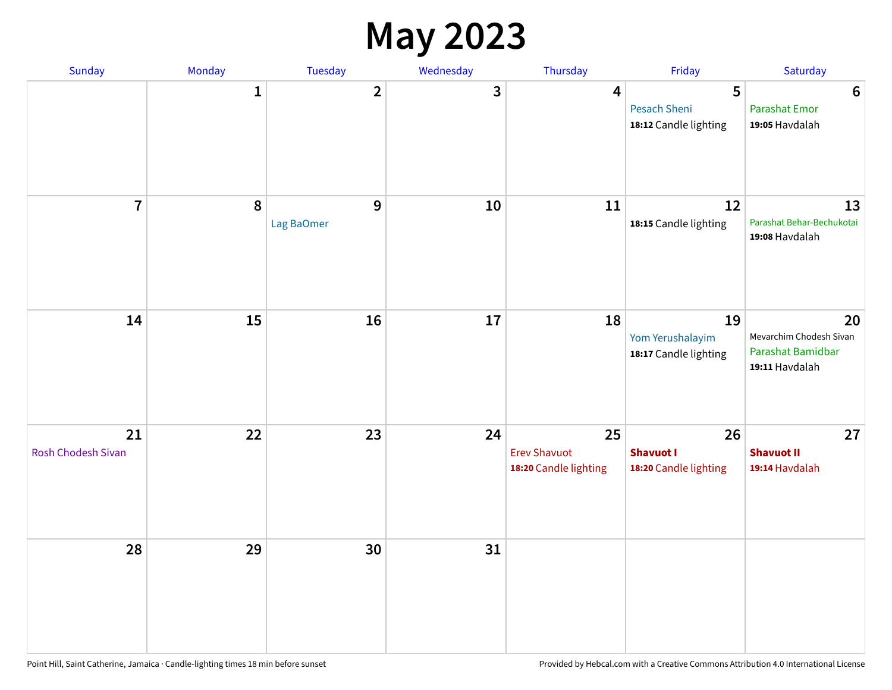# May 2023

| Sunday | Monday | Tuesday | Wednesday | Thursday | Friday | Saturday |
|---|---|---|---|---|---|---|
| | 1 | 2 | 3 | 4 | 5 Pesach Sheni **18:12** Candle lighting | 6 Parashat Emor **19:05** Havdalah |
| 7 | 8 | 9 Lag BaOmer | 10 | 11 | 12 **18:15** Candle lighting | 13 Parashat Behar-Bechukotai **19:08** Havdalah |
| 14 | 15 | 16 | 17 | 18 | 19 Yom Yerushalayim **18:17** Candle lighting | 20 Mevarchim Chodesh Sivan Parashat Bamidbar **19:11** Havdalah |
| 21 Rosh Chodesh Sivan | 22 | 23 | 24 | 25 Erev Shavuot **18:20** Candle lighting | 26 **Shavuot I** **18:20** Candle lighting | 27 **Shavuot II** **19:14** Havdalah |
| 28 | 29 | 30 | 31 | | | |

Point Hill, Saint Catherine, Jamaica · Candle-lighting times 18 min before sunset

Provided by Hebcal.com with a Creative Commons Attribution 4.0 International License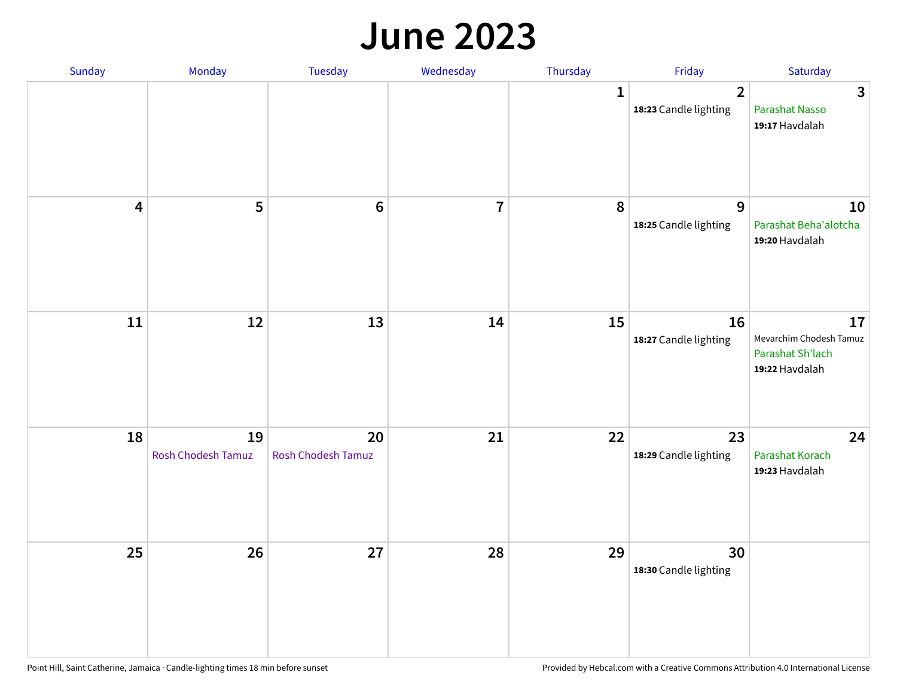# June 2023

| Sunday | Monday | Tuesday | Wednesday | Thursday | Friday | Saturday |
|---|---|---|---|---|---|---|
| | | | | 1 | 2<br>**18:23** Candle lighting | 3<br>Parashat Nasso<br>**19:17** Havdalah |
| 4 | 5 | 6 | 7 | 8 | 9<br>**18:25** Candle lighting | 10<br>Parashat Beha'alotcha<br>**19:20** Havdalah |
| 11 | 12 | 13 | 14 | 15 | 16<br>**18:27** Candle lighting | 17<br>Mevarchim Chodesh Tamuz<br>Parashat Sh'lach<br>**19:22** Havdalah |
| 18 | 19<br>Rosh Chodesh Tamuz | 20<br>Rosh Chodesh Tamuz | 21 | 22 | 23<br>**18:29** Candle lighting | 24<br>Parashat Korach<br>**19:23** Havdalah |
| 25 | 26 | 27 | 28 | 29 | 30<br>**18:30** Candle lighting | |

Point Hill, Saint Catherine, Jamaica · Candle-lighting times 18 min before sunset

Provided by Hebcal.com with a Creative Commons Attribution 4.0 International License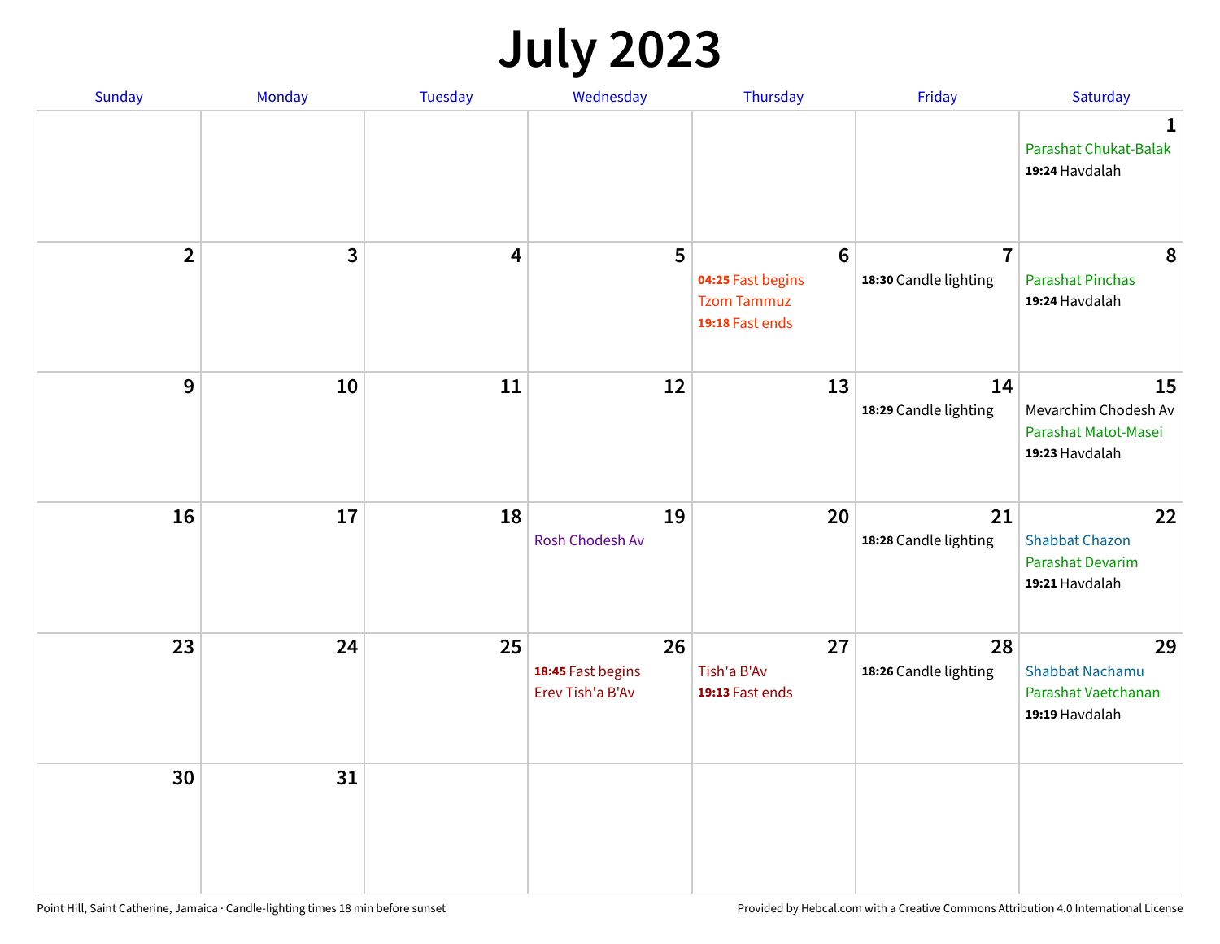# July 2023

| Sunday | Monday | Tuesday | Wednesday | Thursday | Friday | Saturday |
|---|---|---|---|---|---|---|
| | | | | | | **1** Parashat Chukat-Balak **19:24** Havdalah |
| **2** | **3** | **4** | **5** | **6** **04:25** Fast begins Tzom Tammuz **19:18** Fast ends | **7** **18:30** Candle lighting | **8** Parashat Pinchas **19:24** Havdalah |
| **9** | **10** | **11** | **12** | **13** | **14** **18:29** Candle lighting | **15** Mevarchim Chodesh Av Parashat Matot-Masei **19:23** Havdalah |
| **16** | **17** | **18** | **19** Rosh Chodesh Av | **20** | **21** **18:28** Candle lighting | **22** Shabbat Chazon Parashat Devarim **19:21** Havdalah |
| **23** | **24** | **25** | **26** **18:45** Fast begins Erev Tish'a B'Av | **27** Tish'a B'Av **19:13** Fast ends | **28** **18:26** Candle lighting | **29** Shabbat Nachamu Parashat Vaetchanan **19:19** Havdalah |
| **30** | **31** | | | | | |

Point Hill, Saint Catherine, Jamaica · Candle-lighting times 18 min before sunset

Provided by Hebcal.com with a Creative Commons Attribution 4.0 International License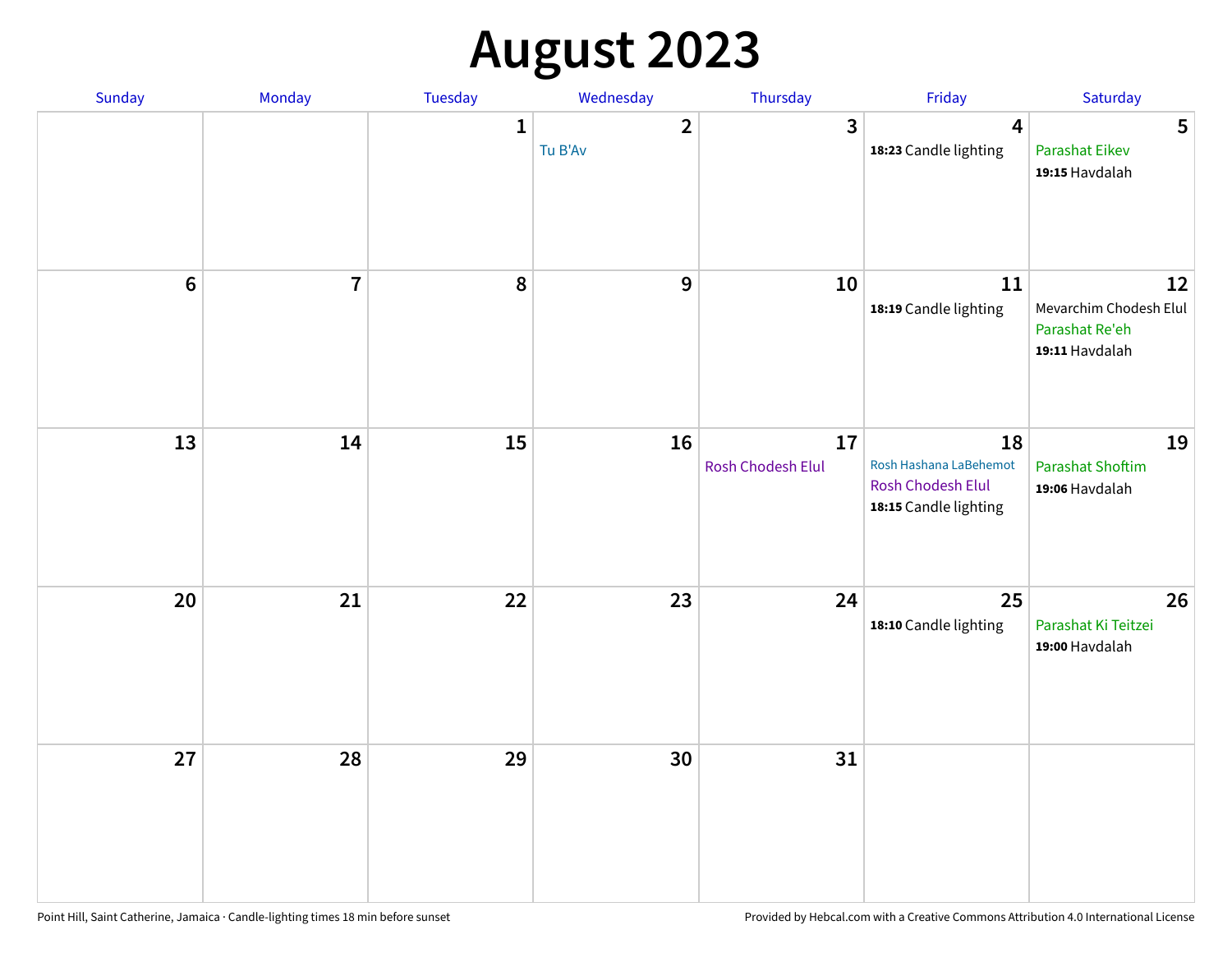# August 2023

| Sunday | Monday | Tuesday | Wednesday | Thursday | Friday | Saturday |
|---|---|---|---|---|---|---|
| | | 1 | 2 Tu B'Av | 3 | 4 **18:23** Candle lighting | 5 Parashat Eikev **19:15** Havdalah |
| 6 | 7 | 8 | 9 | 10 | 11 **18:19** Candle lighting | 12 Mevarchim Chodesh Elul Parashat Re'eh **19:11** Havdalah |
| 13 | 14 | 15 | 16 | 17 Rosh Chodesh Elul | 18 Rosh Hashana LaBehemot Rosh Chodesh Elul **18:15** Candle lighting | 19 Parashat Shoftim **19:06** Havdalah |
| 20 | 21 | 22 | 23 | 24 | 25 **18:10** Candle lighting | 26 Parashat Ki Teitzei **19:00** Havdalah |
| 27 | 28 | 29 | 30 | 31 | | |

Point Hill, Saint Catherine, Jamaica · Candle-lighting times 18 min before sunset

Provided by Hebcal.com with a Creative Commons Attribution 4.0 International License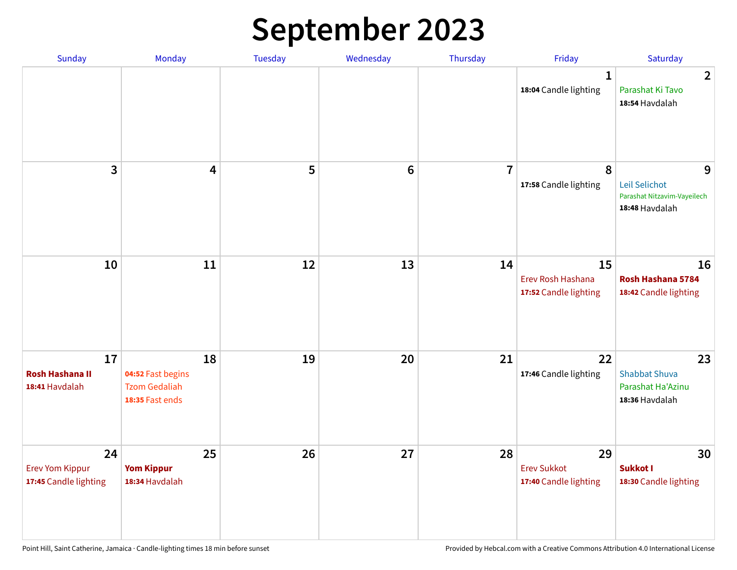# September 2023

| Sunday | Monday | Tuesday | Wednesday | Thursday | Friday | Saturday |
| --- | --- | --- | --- | --- | --- | --- |
| | | | | | 1<br>**18:04** Candle lighting | 2<br>Parashat Ki Tavo<br>**18:54** Havdalah |
| 3 | 4 | 5 | 6 | 7 | 8<br>**17:58** Candle lighting | 9<br>Leil Selichot<br>Parashat Nitzavim-Vayeilech<br>**18:48** Havdalah |
| 10 | 11 | 12 | 13 | 14 | 15<br>Erev Rosh Hashana<br>**17:52** Candle lighting | 16<br>**Rosh Hashana 5784**<br>**18:42** Candle lighting |
| 17<br>**Rosh Hashana II**<br>**18:41** Havdalah | 18<br>**04:52** Fast begins<br>Tzom Gedaliah<br>**18:35** Fast ends | 19 | 20 | 21 | 22<br>**17:46** Candle lighting | 23<br>Shabbat Shuva<br>Parashat Ha'Azinu<br>**18:36** Havdalah |
| 24<br>Erev Yom Kippur<br>**17:45** Candle lighting | 25<br>**Yom Kippur**<br>**18:34** Havdalah | 26 | 27 | 28 | 29<br>Erev Sukkot<br>**17:40** Candle lighting | 30<br>**Sukkot I**<br>**18:30** Candle lighting |

Point Hill, Saint Catherine, Jamaica · Candle-lighting times 18 min before sunset

Provided by Hebcal.com with a Creative Commons Attribution 4.0 International License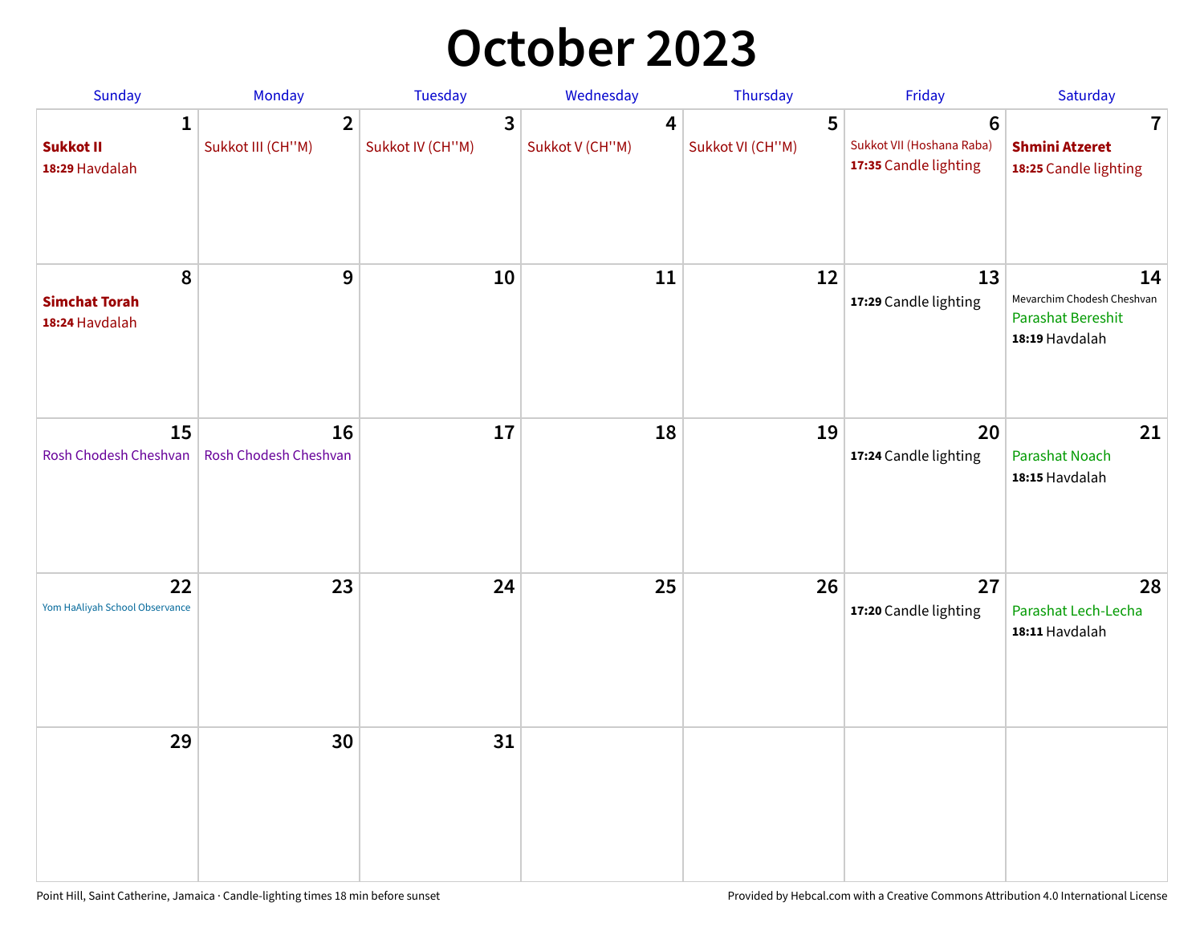# October 2023

| Sunday | Monday | Tuesday | Wednesday | Thursday | Friday | Saturday |
|---|---|---|---|---|---|---|
| **1** **Sukkot II** **18:29** Havdalah | **2** Sukkot III (CH''M) | **3** Sukkot IV (CH''M) | **4** Sukkot V (CH''M) | **5** Sukkot VI (CH''M) | **6** Sukkot VII (Hoshana Raba) **17:35** Candle lighting | **7** **Shmini Atzeret** **18:25** Candle lighting |
| **8** **Simchat Torah** **18:24** Havdalah | **9** | **10** | **11** | **12** | **13** **17:29** Candle lighting | **14** Mevarchim Chodesh Cheshvan Parashat Bereshit **18:19** Havdalah |
| **15** Rosh Chodesh Cheshvan | **16** Rosh Chodesh Cheshvan | **17** | **18** | **19** | **20** **17:24** Candle lighting | **21** Parashat Noach **18:15** Havdalah |
| **22** Yom HaAliyah School Observance | **23** | **24** | **25** | **26** | **27** **17:20** Candle lighting | **28** Parashat Lech-Lecha **18:11** Havdalah |
| **29** | **30** | **31** | | | | |

Point Hill, Saint Catherine, Jamaica · Candle-lighting times 18 min before sunset

Provided by Hebcal.com with a Creative Commons Attribution 4.0 International License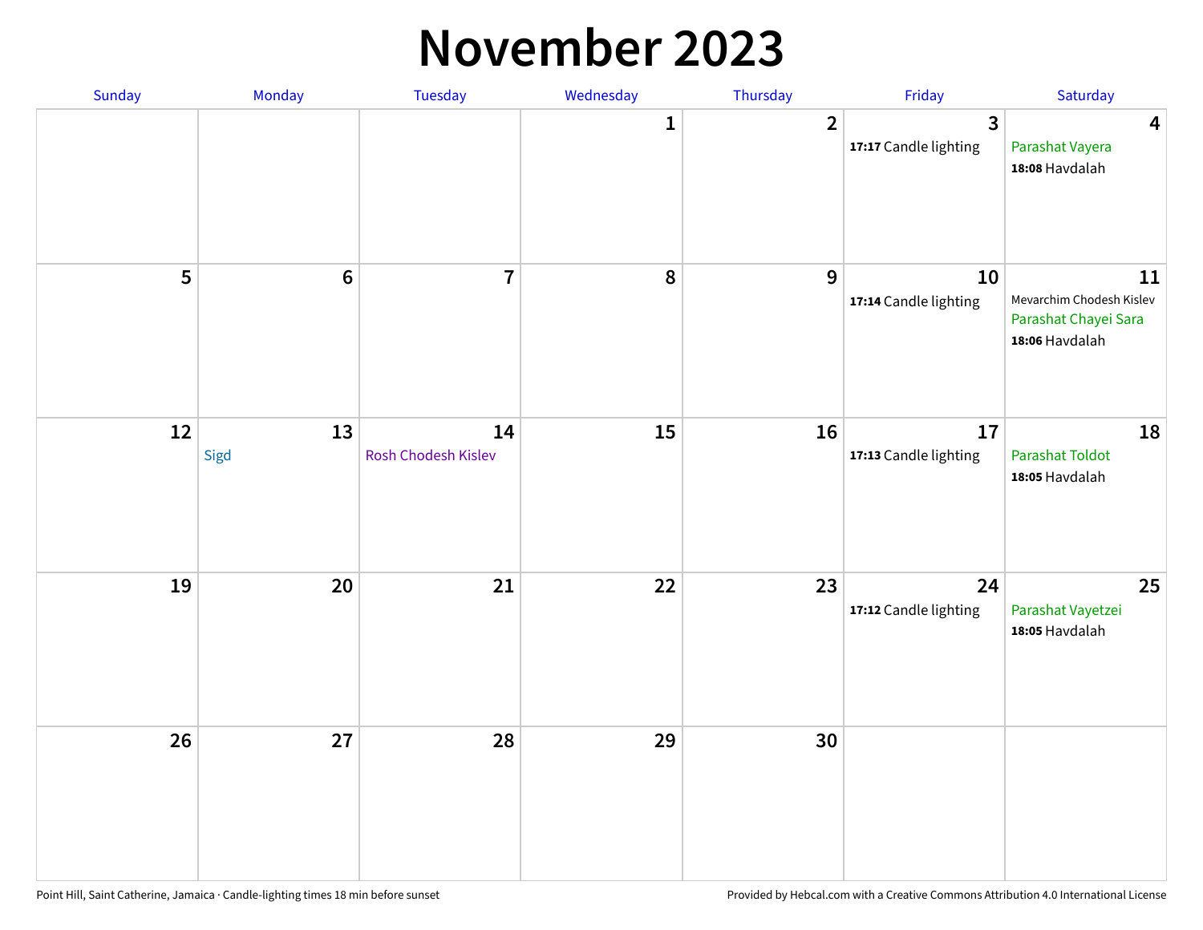# November 2023

| Sunday | Monday | Tuesday | Wednesday | Thursday | Friday | Saturday |
|---|---|---|---|---|---|---|
| | | | 1 | 2 | 3<br>**17:17** Candle lighting | 4<br>Parashat Vayera<br>**18:08** Havdalah |
| 5 | 6 | 7 | 8 | 9 | 10<br>**17:14** Candle lighting | 11<br>Mevarchim Chodesh Kislev<br>Parashat Chayei Sara<br>**18:06** Havdalah |
| 12 | 13<br>Sigd | 14<br>Rosh Chodesh Kislev | 15 | 16 | 17<br>**17:13** Candle lighting | 18<br>Parashat Toldot<br>**18:05** Havdalah |
| 19 | 20 | 21 | 22 | 23 | 24<br>**17:12** Candle lighting | 25<br>Parashat Vayetzei<br>**18:05** Havdalah |
| 26 | 27 | 28 | 29 | 30 | | |

Point Hill, Saint Catherine, Jamaica · Candle-lighting times 18 min before sunset

Provided by Hebcal.com with a Creative Commons Attribution 4.0 International License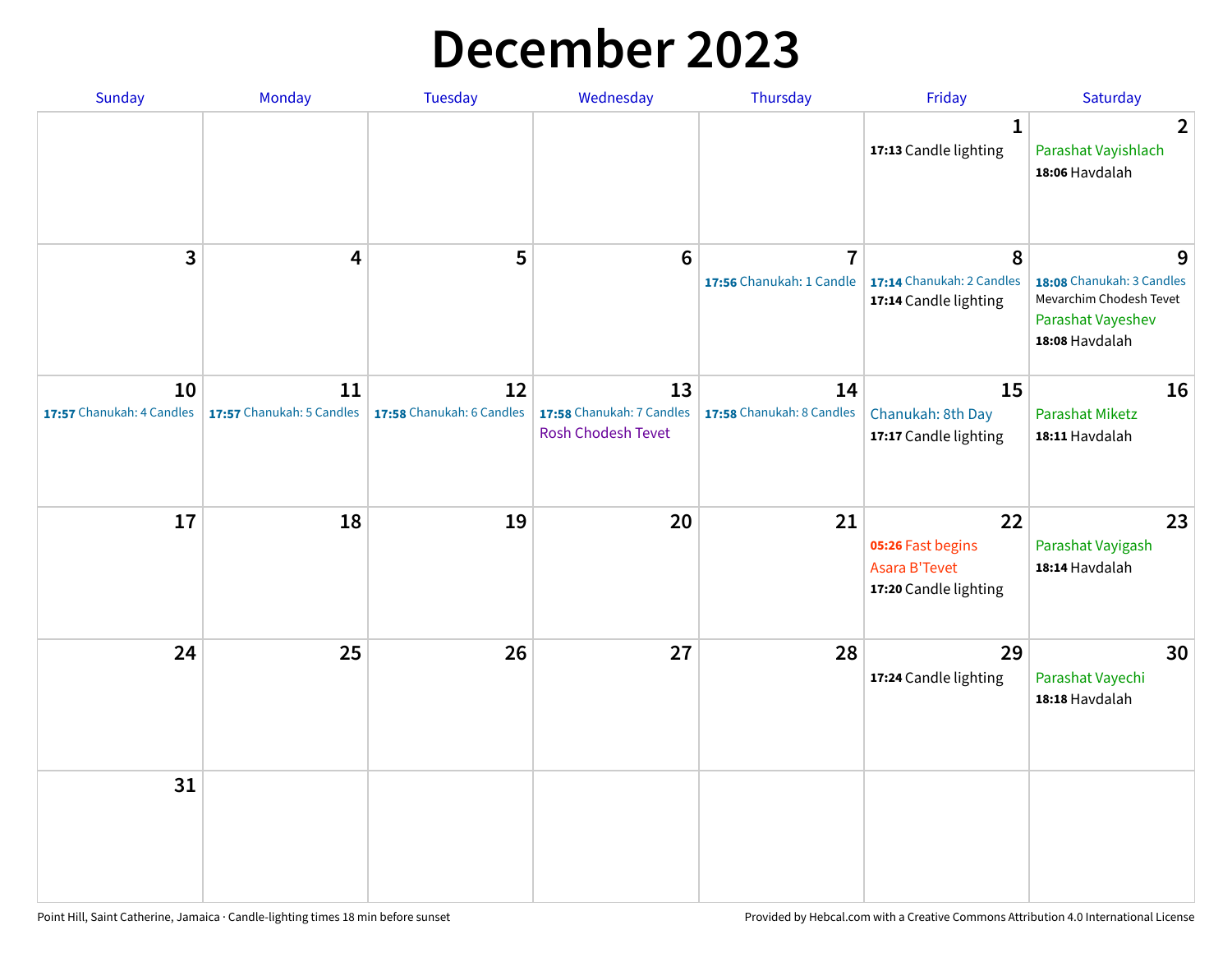# December 2023

| Sunday | Monday | Tuesday | Wednesday | Thursday | Friday | Saturday |
|---|---|---|---|---|---|---|
| | | | | | 1<br>**17:13** Candle lighting | 2<br>Parashat Vayishlach<br>**18:06** Havdalah |
| 3 | 4 | 5 | 6 | 7<br>**17:56** Chanukah: 1 Candle | 8<br>**17:14** Chanukah: 2 Candles<br>**17:14** Candle lighting | 9<br>**18:08** Chanukah: 3 Candles<br>Mevarchim Chodesh Tevet<br>Parashat Vayeshev<br>**18:08** Havdalah |
| 10<br>**17:57** Chanukah: 4 Candles | 11<br>**17:57** Chanukah: 5 Candles | 12<br>**17:58** Chanukah: 6 Candles | 13<br>**17:58** Chanukah: 7 Candles<br>Rosh Chodesh Tevet | 14<br>**17:58** Chanukah: 8 Candles | 15<br>Chanukah: 8th Day<br>**17:17** Candle lighting | 16<br>Parashat Miketz<br>**18:11** Havdalah |
| 17 | 18 | 19 | 20 | 21 | 22<br>**05:26** Fast begins<br>Asara B'Tevet<br>**17:20** Candle lighting | 23<br>Parashat Vayigash<br>**18:14** Havdalah |
| 24 | 25 | 26 | 27 | 28 | 29<br>**17:24** Candle lighting | 30<br>Parashat Vayechi<br>**18:18** Havdalah |
| 31 | | | | | | |

Point Hill, Saint Catherine, Jamaica · Candle-lighting times 18 min before sunset

Provided by Hebcal.com with a Creative Commons Attribution 4.0 International License